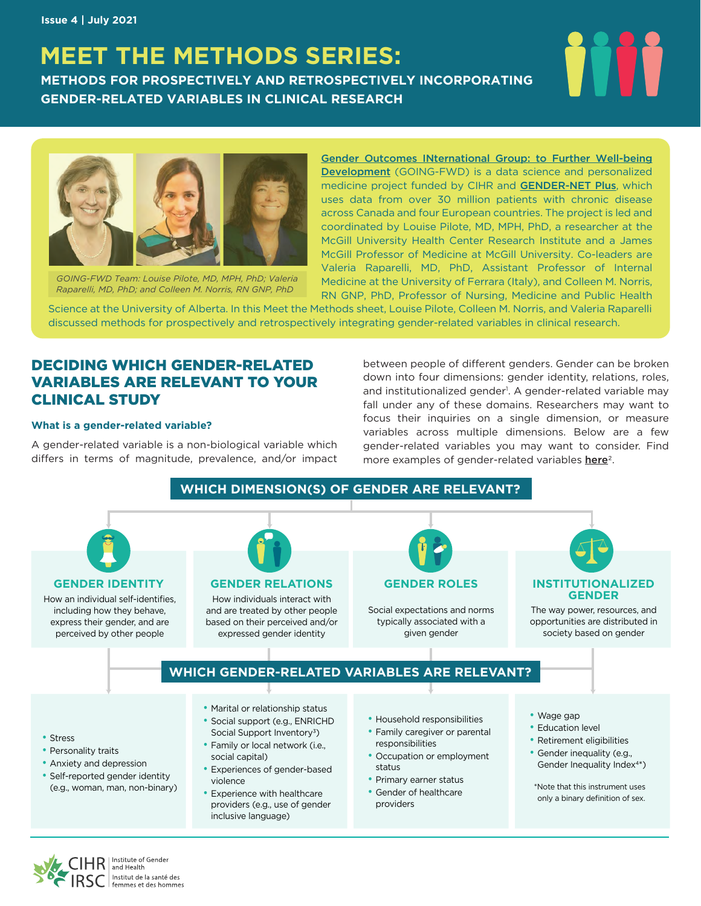Issue 4 | July 2021

# MEET THE METHODS SERIES:

## METHODS FOR PROSPECTIVELY AND RETROSPECTIVELY INCORPORATING GENDER-RELATED VARIABLES IN CLINICAL RESEARCH

*GOING-FWD Team: Louise Pilote, MD, MPH, PhD; Valeria Raparelli, MD, PhD; and Colleen M. Norris, RN GNP, PhD*

**Gender Outcomes INternational Group: to Further Well-being Development** (GOING-FWD) is a data science and personalized medicine project funded by CIHR and **GENDER-NET Plus**, which uses data from over 30 million patients with chronic disease across Canada and four European countries. The project is led and coordinated by Louise Pilote, MD, MPH, PhD, a researcher at the McGill University Health Center Research Institute and a James McGill Professor of Medicine at McGill University. Co-leaders are Valeria Raparelli, MD, PhD, Assistant Professor of Internal Medicine at the University of Ferrara (Italy), and Colleen M. Norris, RN GNP, PhD, Professor of Nursing, Medicine and Public Health Science at the University of Alberta. In this Meet the Methods sheet, Louise Pilote, Colleen M. Norris, and Valeria Raparelli discussed methods for prospectively and retrospectively integrating gender-related variables in clinical research.

## DECIDING WHICH GENDER-RELATED VARIABLES ARE RELEVANT TO YOUR CLINICAL STUDY

### What is a gender-related variable?

A gender-related variable is a non-biological variable which differs in terms of magnitude, prevalence, and/or impact between people of different genders. Gender can be broken down into four dimensions: gender identity, relations, roles, and institutionalized gender[1]. A gender-related variable may fall under any of these domains. Researchers may want to focus their inquiries on a single dimension, or measure variables across multiple dimensions. Below are a few gender-related variables you may want to consider. Find more examples of gender-related variables **here**[2].

### WHICH DIMENSION(S) OF GENDER ARE RELEVANT?

**GENDER IDENTITY**
How an individual self-identifies, including how they behave, express their gender, and are perceived by other people

**GENDER RELATIONS**
How individuals interact with and are treated by other people based on their perceived and/or expressed gender identity

**GENDER ROLES**
Social expectations and norms typically associated with a given gender

**INSTITUTIONALIZED GENDER**
The way power, resources, and opportunities are distributed in society based on gender

### WHICH GENDER-RELATED VARIABLES ARE RELEVANT?

**Gender identity:**
- Stress
- Personality traits
- Anxiety and depression
- Self-reported gender identity (e.g., woman, man, non-binary)

**Gender relations:**
- Marital or relationship status
- Social support (e.g., ENRICHD Social Support Inventory[3])
- Family or local network (i.e., social capital)
- Experiences of gender-based violence
- Experience with healthcare providers (e.g., use of gender inclusive language)

**Gender roles:**
- Household responsibilities
- Family caregiver or parental responsibilities
- Occupation or employment status
- Primary earner status
- Gender of healthcare providers

**Institutionalized gender:**
- Wage gap
- Education level
- Retirement eligibilities
- Gender inequality (e.g., Gender Inequality Index[4*])

*Note that this instrument uses only a binary definition of sex.

CIHR IRSC | Institute of Gender and Health | Institut de la santé des femmes et des hommes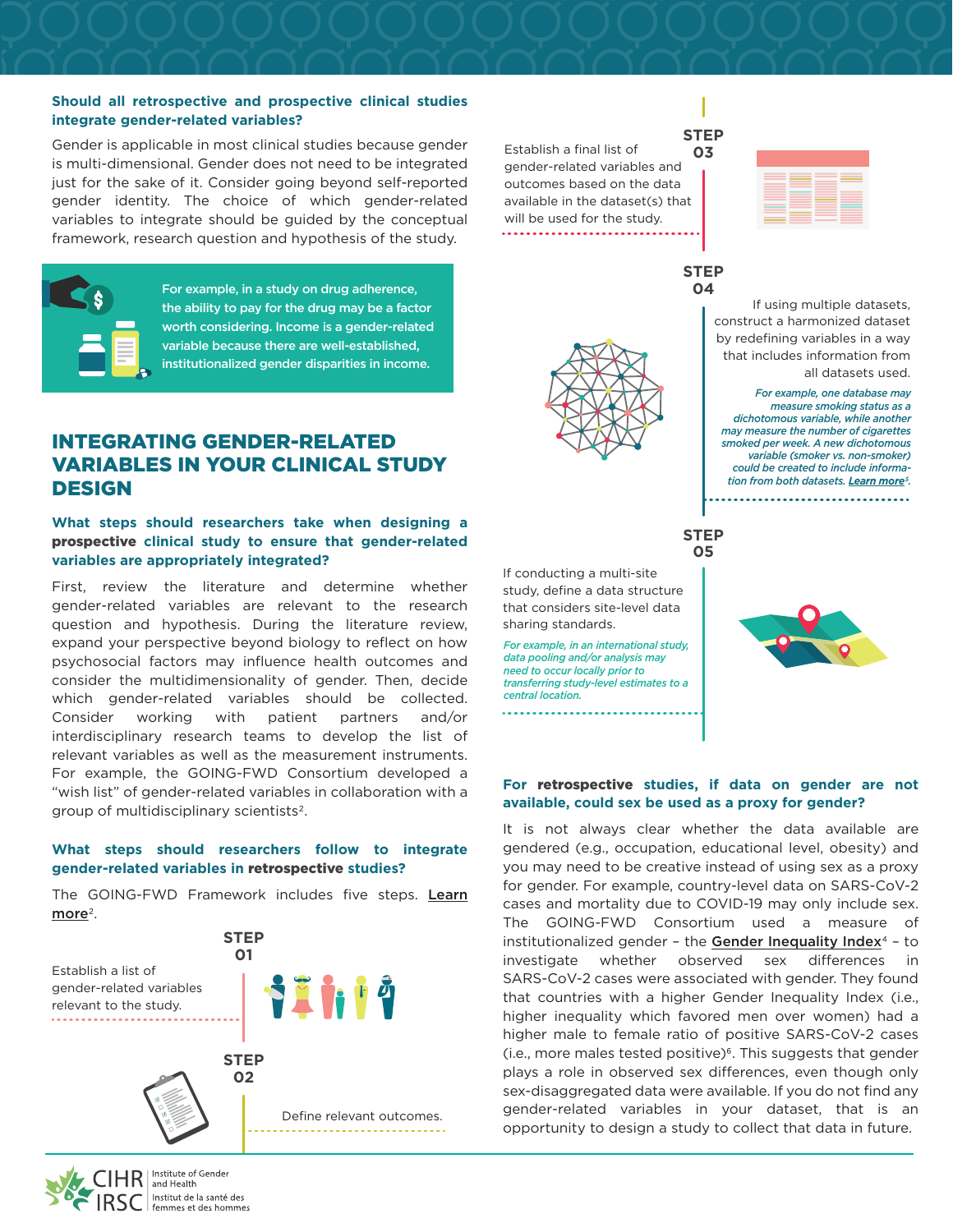### Should all retrospective and prospective clinical studies integrate gender-related variables?

Gender is applicable in most clinical studies because gender is multi-dimensional. Gender does not need to be integrated just for the sake of it. Consider going beyond self-reported gender identity. The choice of which gender-related variables to integrate should be guided by the conceptual framework, research question and hypothesis of the study.

For example, in a study on drug adherence, the ability to pay for the drug may be a factor worth considering. Income is a gender-related variable because there are well-established, institutionalized gender disparities in income.

## INTEGRATING GENDER-RELATED VARIABLES IN YOUR CLINICAL STUDY DESIGN

### What steps should researchers take when designing a **prospective** clinical study to ensure that gender-related variables are appropriately integrated?

First, review the literature and determine whether gender-related variables are relevant to the research question and hypothesis. During the literature review, expand your perspective beyond biology to reflect on how psychosocial factors may influence health outcomes and consider the multidimensionality of gender. Then, decide which gender-related variables should be collected. Consider working with patient partners and/or interdisciplinary research teams to develop the list of relevant variables as well as the measurement instruments. For example, the GOING-FWD Consortium developed a "wish list" of gender-related variables in collaboration with a group of multidisciplinary scientists[2].

### What steps should researchers follow to integrate gender-related variables in **retrospective** studies?

The GOING-FWD Framework includes five steps. Learn more[2].

**STEP 01**

Establish a list of gender-related variables relevant to the study.

**STEP 02**

Define relevant outcomes.

**STEP 03**

Establish a final list of gender-related variables and outcomes based on the data available in the dataset(s) that will be used for the study.

**STEP 04**

If using multiple datasets, construct a harmonized dataset by redefining variables in a way that includes information from all datasets used.

*For example, one database may measure smoking status as a dichotomous variable, while another may measure the number of cigarettes smoked per week. A new dichotomous variable (smoker vs. non-smoker) could be created to include information from both datasets. Learn more[5].*

**STEP 05**

If conducting a multi-site study, define a data structure that considers site-level data sharing standards.

*For example, in an international study, data pooling and/or analysis may need to occur locally prior to transferring study-level estimates to a central location.*

### For **retrospective** studies, if data on gender are not available, could sex be used as a proxy for gender?

It is not always clear whether the data available are gendered (e.g., occupation, educational level, obesity) and you may need to be creative instead of using sex as a proxy for gender. For example, country-level data on SARS-CoV-2 cases and mortality due to COVID-19 may only include sex. The GOING-FWD Consortium used a measure of institutionalized gender – the **Gender Inequality Index**[4] – to investigate whether observed sex differences in SARS-CoV-2 cases were associated with gender. They found that countries with a higher Gender Inequality Index (i.e., higher inequality which favored men over women) had a higher male to female ratio of positive SARS-CoV-2 cases (i.e., more males tested positive)[6]. This suggests that gender plays a role in observed sex differences, even though only sex-disaggregated data were available. If you do not find any gender-related variables in your dataset, that is an opportunity to design a study to collect that data in future.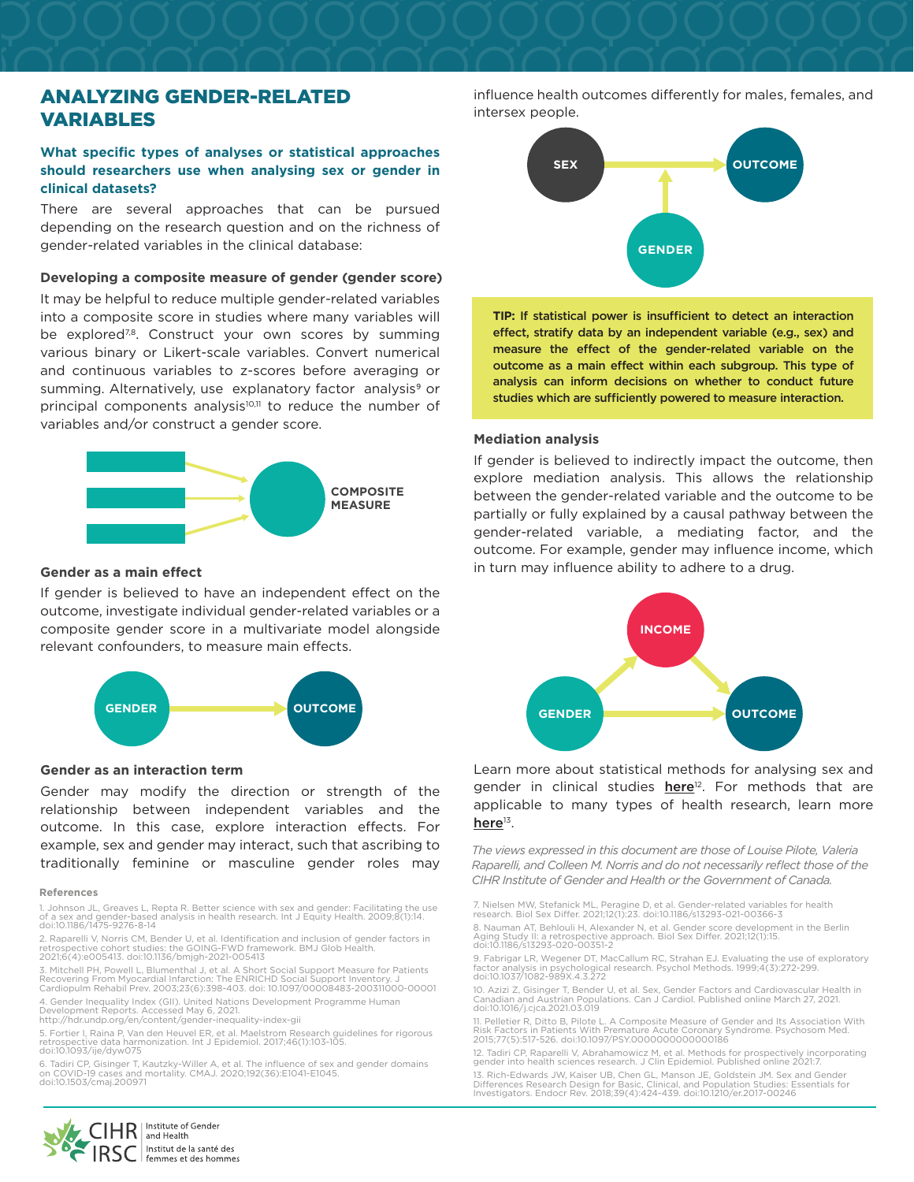## ANALYZING GENDER-RELATED VARIABLES

**What specific types of analyses or statistical approaches should researchers use when analysing sex or gender in clinical datasets?**

There are several approaches that can be pursued depending on the research question and on the richness of gender-related variables in the clinical database:

### Developing a composite measure of gender (gender score)

It may be helpful to reduce multiple gender-related variables into a composite score in studies where many variables will be explored[7,8]. Construct your own scores by summing various binary or Likert-scale variables. Convert numerical and continuous variables to z-scores before averaging or summing. Alternatively, use explanatory factor analysis[9] or principal components analysis[10,11] to reduce the number of variables and/or construct a gender score.

COMPOSITE MEASURE

### Gender as a main effect

If gender is believed to have an independent effect on the outcome, investigate individual gender-related variables or a composite gender score in a multivariate model alongside relevant confounders, to measure main effects.

GENDER

OUTCOME

### Gender as an interaction term

Gender may modify the direction or strength of the relationship between independent variables and the outcome. In this case, explore interaction effects. For example, sex and gender may interact, such that ascribing to traditionally feminine or masculine gender roles may influence health outcomes differently for males, females, and intersex people.

SEX

OUTCOME

GENDER

**TIP: If statistical power is insufficient to detect an interaction effect, stratify data by an independent variable (e.g., sex) and measure the effect of the gender-related variable on the outcome as a main effect within each subgroup. This type of analysis can inform decisions on whether to conduct future studies which are sufficiently powered to measure interaction.**

### Mediation analysis

If gender is believed to indirectly impact the outcome, then explore mediation analysis. This allows the relationship between the gender-related variable and the outcome to be partially or fully explained by a causal pathway between the gender-related variable, a mediating factor, and the outcome. For example, gender may influence income, which in turn may influence ability to adhere to a drug.

INCOME

GENDER

OUTCOME

Learn more about statistical methods for analysing sex and gender in clinical studies **here**[12]. For methods that are applicable to many types of health research, learn more **here**[13].

*The views expressed in this document are those of Louise Pilote, Valeria Raparelli, and Colleen M. Norris and do not necessarily reflect those of the CIHR Institute of Gender and Health or the Government of Canada.*

#### References

1. Johnson JL, Greaves L, Repta R. Better science with sex and gender: Facilitating the use of a sex and gender-based analysis in health research. Int J Equity Health. 2009;8(1):14. doi:10.1186/1475-9276-8-14
2. Raparelli V, Norris CM, Bender U, et al. Identification and inclusion of gender factors in retrospective cohort studies: the GOING-FWD framework. BMJ Glob Health. 2021;6(4):e005413. doi:10.1136/bmjgh-2021-005413
3. Mitchell PH, Powell L, Blumenthal J, et al. A Short Social Support Measure for Patients Recovering From Myocardial Infarction: The ENRICHD Social Support Inventory. J Cardiopulm Rehabil Prev. 2003;23(6):398-403. doi: 10.1097/00008483-200311000-00001
4. Gender Inequality Index (GII). United Nations Development Programme Human Development Reports. Accessed May 6, 2021. http://hdr.undp.org/en/content/gender-inequality-index-gii
5. Fortier I, Raina P, Van den Heuvel ER, et al. Maelstrom Research guidelines for rigorous retrospective data harmonization. Int J Epidemiol. 2017;46(1):103-105. doi:10.1093/ije/dyw075
6. Tadiri CP, Gisinger T, Kautzky-Willer A, et al. The influence of sex and gender domains on COVID-19 cases and mortality. CMAJ. 2020;192(36):E1041-E1045. doi:10.1503/cmaj.200971
7. Nielsen MW, Stefanick ML, Peragine D, et al. Gender-related variables for health research. Biol Sex Differ. 2021;12(1):23. doi:10.1186/s13293-021-00366-3
8. Nauman AT, Behlouli H, Alexander N, et al. Gender score development in the Berlin Aging Study II: a retrospective approach. Biol Sex Differ. 2021;12(1):15. doi:10.1186/s13293-020-00351-2
9. Fabrigar LR, Wegener DT, MacCallum RC, Strahan EJ. Evaluating the use of exploratory factor analysis in psychological research. Psychol Methods. 1999;4(3):272-299. doi:10.1037/1082-989X.4.3.272
10. Azizi Z, Gisinger T, Bender U, et al. Sex, Gender Factors and Cardiovascular Health in Canadian and Austrian Populations. Can J Cardiol. Published online March 27, 2021. doi:10.1016/j.cjca.2021.03.019
11. Pelletier R, Ditto B, Pilote L. A Composite Measure of Gender and Its Association With Risk Factors in Patients With Premature Acute Coronary Syndrome. Psychosom Med. 2015;77(5):517-526. doi:10.1097/PSY.0000000000000186
12. Tadiri CP, Raparelli V, Abrahamowicz M, et al. Methods for prospectively incorporating gender into health sciences research. J Clin Epidemiol. Published online 2021:7.
13. Rich-Edwards JW, Kaiser UB, Chen GL, Manson JE, Goldstein JM. Sex and Gender Differences Research Design for Basic, Clinical, and Population Studies: Essentials for Investigators. Endocr Rev. 2018;39(4):424-439. doi:10.1210/er.2017-00246

CIHR IRSC | Institute of Gender and Health | Institut de la santé des femmes et des hommes